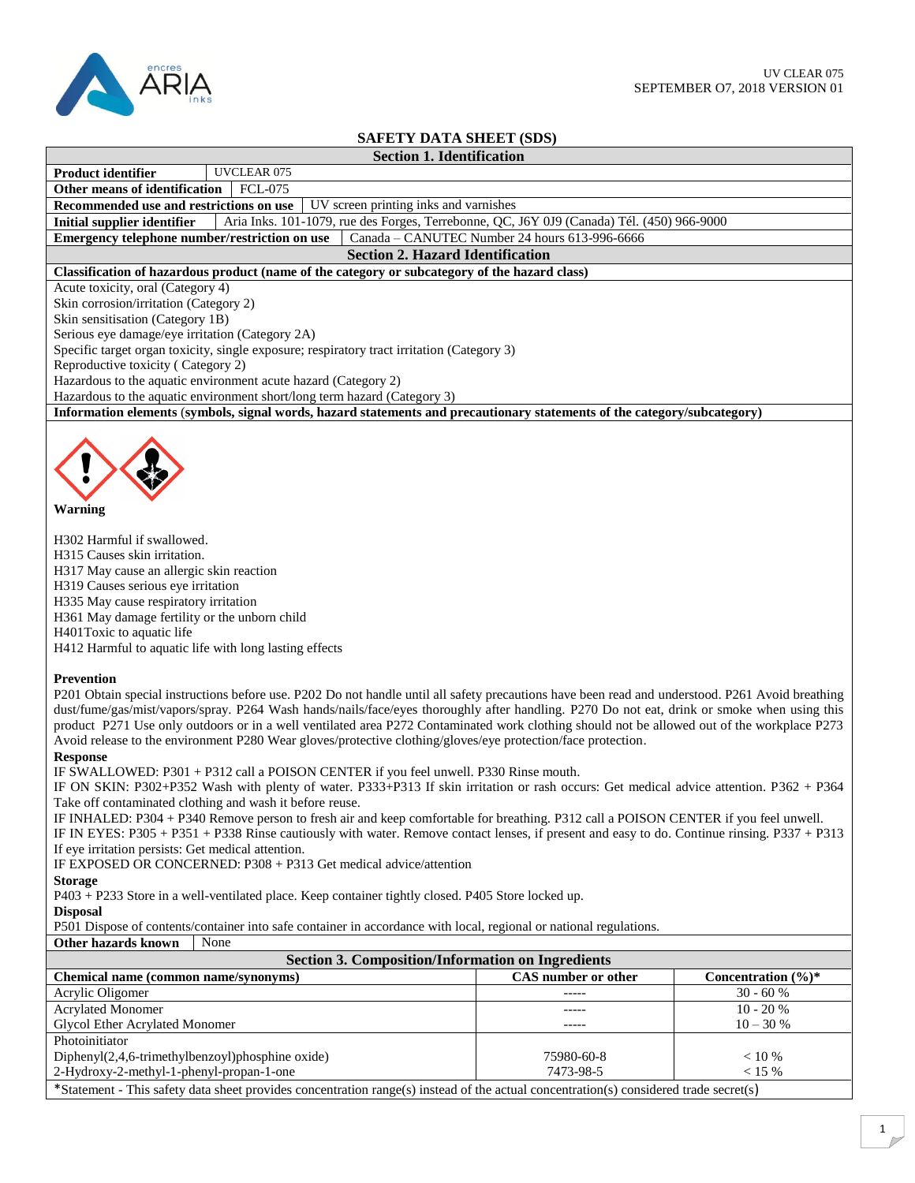UV CLEAR 075
SEPTEMBER O7, 2018 VERSION 01

# SAFETY DATA SHEET (SDS)

## Section 1. Identification

| | |
|---|---|
| **Product identifier** | UVCLEAR 075 |
| **Other means of identification** | FCL-075 |
| **Recommended use and restrictions on use** | UV screen printing inks and varnishes |
| **Initial supplier identifier** | Aria Inks. 101-1079, rue des Forges, Terrebonne, QC, J6Y 0J9 (Canada) Tél. (450) 966-9000 |
| **Emergency telephone number/restriction on use** | Canada – CANUTEC Number 24 hours 613-996-6666 |

## Section 2. Hazard Identification

**Classification of hazardous product (name of the category or subcategory of the hazard class)**

Acute toxicity, oral (Category 4)
Skin corrosion/irritation (Category 2)
Skin sensitisation (Category 1B)
Serious eye damage/eye irritation (Category 2A)
Specific target organ toxicity, single exposure; respiratory tract irritation (Category 3)
Reproductive toxicity ( Category 2)
Hazardous to the aquatic environment acute hazard (Category 2)
Hazardous to the aquatic environment short/long term hazard (Category 3)

**Information elements (symbols, signal words, hazard statements and precautionary statements of the category/subcategory)**

**Warning**

H302 Harmful if swallowed.
H315 Causes skin irritation.
H317 May cause an allergic skin reaction
H319 Causes serious eye irritation
H335 May cause respiratory irritation
H361 May damage fertility or the unborn child
H401Toxic to aquatic life
H412 Harmful to aquatic life with long lasting effects

**Prevention**

P201 Obtain special instructions before use. P202 Do not handle until all safety precautions have been read and understood. P261 Avoid breathing dust/fume/gas/mist/vapors/spray. P264 Wash hands/nails/face/eyes thoroughly after handling. P270 Do not eat, drink or smoke when using this product P271 Use only outdoors or in a well ventilated area P272 Contaminated work clothing should not be allowed out of the workplace P273 Avoid release to the environment P280 Wear gloves/protective clothing/gloves/eye protection/face protection.

**Response**

IF SWALLOWED: P301 + P312 call a POISON CENTER if you feel unwell. P330 Rinse mouth.
IF ON SKIN: P302+P352 Wash with plenty of water. P333+P313 If skin irritation or rash occurs: Get medical advice attention. P362 + P364 Take off contaminated clothing and wash it before reuse.
IF INHALED: P304 + P340 Remove person to fresh air and keep comfortable for breathing. P312 call a POISON CENTER if you feel unwell.
IF IN EYES: P305 + P351 + P338 Rinse cautiously with water. Remove contact lenses, if present and easy to do. Continue rinsing. P337 + P313 If eye irritation persists: Get medical attention.
IF EXPOSED OR CONCERNED: P308 + P313 Get medical advice/attention

**Storage**

P403 + P233 Store in a well-ventilated place. Keep container tightly closed. P405 Store locked up.

**Disposal**

P501 Dispose of contents/container into safe container in accordance with local, regional or national regulations.

**Other hazards known** None

## Section 3. Composition/Information on Ingredients

| Chemical name (common name/synonyms) | CAS number or other | Concentration (%)* |
|---|---|---|
| Acrylic Oligomer | ----- | 30 - 60 % |
| Acrylated Monomer | ----- | 10 - 20 % |
| Glycol Ether Acrylated Monomer | ----- | 10 – 30 % |
| Photoinitiator | | |
| Diphenyl(2,4,6-trimethylbenzoyl)phosphine oxide) | 75980-60-8 | < 10 % |
| 2-Hydroxy-2-methyl-1-phenyl-propan-1-one | 7473-98-5 | < 15 % |

*Statement - This safety data sheet provides concentration range(s) instead of the actual concentration(s) considered trade secret(s)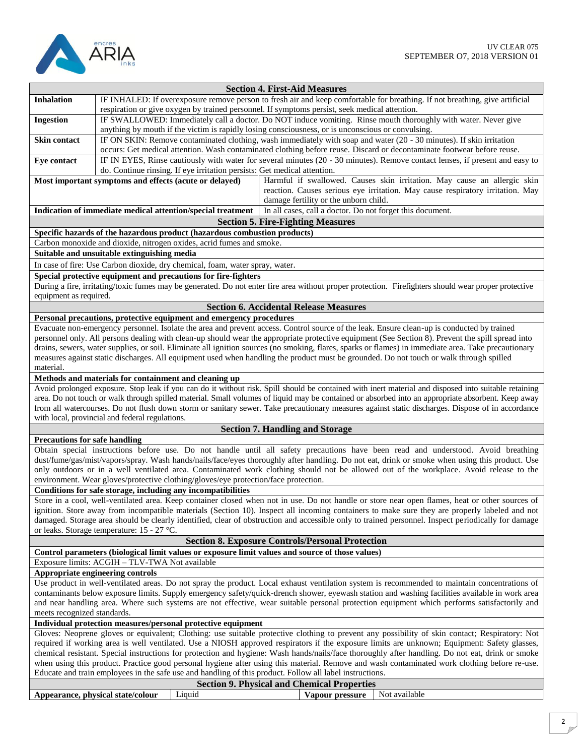## Section 4. First-Aid Measures

| | |
|---|---|
| **Inhalation** | IF INHALED: If overexposure remove person to fresh air and keep comfortable for breathing. If not breathing, give artificial respiration or give oxygen by trained personnel. If symptoms persist, seek medical attention. |
| **Ingestion** | IF SWALLOWED: Immediately call a doctor. Do NOT induce vomiting. Rinse mouth thoroughly with water. Never give anything by mouth if the victim is rapidly losing consciousness, or is unconscious or convulsing. |
| **Skin contact** | IF ON SKIN: Remove contaminated clothing, wash immediately with soap and water (20 - 30 minutes). If skin irritation occurs: Get medical attention. Wash contaminated clothing before reuse. Discard or decontaminate footwear before reuse. |
| **Eye contact** | IF IN EYES, Rinse cautiously with water for several minutes (20 - 30 minutes). Remove contact lenses, if present and easy to do. Continue rinsing. If eye irritation persists: Get medical attention. |

| | |
|---|---|
| **Most important symptoms and effects (acute or delayed)** | Harmful if swallowed. Causes skin irritation. May cause an allergic skin reaction. Causes serious eye irritation. May cause respiratory irritation. May damage fertility or the unborn child. |
| **Indication of immediate medical attention/special treatment** | In all cases, call a doctor. Do not forget this document. |

## Section 5. Fire-Fighting Measures

**Specific hazards of the hazardous product (hazardous combustion products)**

Carbon monoxide and dioxide, nitrogen oxides, acrid fumes and smoke.

**Suitable and unsuitable extinguishing media**

In case of fire: Use Carbon dioxide, dry chemical, foam, water spray, water.

**Special protective equipment and precautions for fire-fighters**

During a fire, irritating/toxic fumes may be generated. Do not enter fire area without proper protection. Firefighters should wear proper protective equipment as required.

## Section 6. Accidental Release Measures

**Personal precautions, protective equipment and emergency procedures**

Evacuate non-emergency personnel. Isolate the area and prevent access. Control source of the leak. Ensure clean-up is conducted by trained personnel only. All persons dealing with clean-up should wear the appropriate protective equipment (See Section 8). Prevent the spill spread into drains, sewers, water supplies, or soil. Eliminate all ignition sources (no smoking, flares, sparks or flames) in immediate area. Take precautionary measures against static discharges. All equipment used when handling the product must be grounded. Do not touch or walk through spilled material.

**Methods and materials for containment and cleaning up**

Avoid prolonged exposure. Stop leak if you can do it without risk. Spill should be contained with inert material and disposed into suitable retaining area. Do not touch or walk through spilled material. Small volumes of liquid may be contained or absorbed into an appropriate absorbent. Keep away from all watercourses. Do not flush down storm or sanitary sewer. Take precautionary measures against static discharges. Dispose of in accordance with local, provincial and federal regulations.

## Section 7. Handling and Storage

**Precautions for safe handling**

Obtain special instructions before use. Do not handle until all safety precautions have been read and understood. Avoid breathing dust/fume/gas/mist/vapors/spray. Wash hands/nails/face/eyes thoroughly after handling. Do not eat, drink or smoke when using this product. Use only outdoors or in a well ventilated area. Contaminated work clothing should not be allowed out of the workplace. Avoid release to the environment. Wear gloves/protective clothing/gloves/eye protection/face protection.

**Conditions for safe storage, including any incompatibilities**

Store in a cool, well-ventilated area. Keep container closed when not in use. Do not handle or store near open flames, heat or other sources of ignition. Store away from incompatible materials (Section 10). Inspect all incoming containers to make sure they are properly labeled and not damaged. Storage area should be clearly identified, clear of obstruction and accessible only to trained personnel. Inspect periodically for damage or leaks. Storage temperature: 15 - 27 °C.

## Section 8. Exposure Controls/Personal Protection

**Control parameters (biological limit values or exposure limit values and source of those values)**

Exposure limits: ACGIH – TLV-TWA Not available

**Appropriate engineering controls**

Use product in well-ventilated areas. Do not spray the product. Local exhaust ventilation system is recommended to maintain concentrations of contaminants below exposure limits. Supply emergency safety/quick-drench shower, eyewash station and washing facilities available in work area and near handling area. Where such systems are not effective, wear suitable personal protection equipment which performs satisfactorily and meets recognized standards.

**Individual protection measures/personal protective equipment**

Gloves: Neoprene gloves or equivalent; Clothing: use suitable protective clothing to prevent any possibility of skin contact; Respiratory: Not required if working area is well ventilated. Use a NIOSH approved respirators if the exposure limits are unknown; Equipment: Safety glasses, chemical resistant. Special instructions for protection and hygiene: Wash hands/nails/face thoroughly after handling. Do not eat, drink or smoke when using this product. Practice good personal hygiene after using this material. Remove and wash contaminated work clothing before re-use. Educate and train employees in the safe use and handling of this product. Follow all label instructions.

## Section 9. Physical and Chemical Properties

| | | | |
|---|---|---|---|
| **Appearance, physical state/colour** | Liquid | **Vapour pressure** | Not available |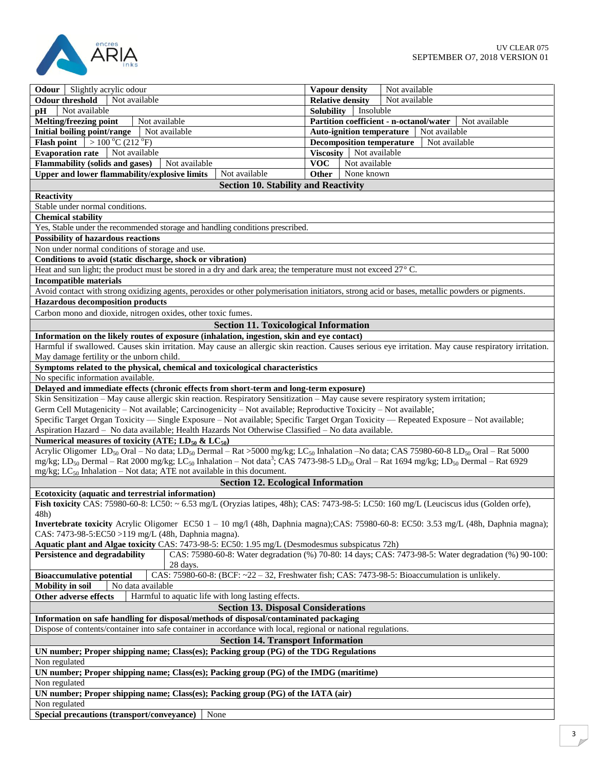| | | | |
|---|---|---|---|
| **Odour** | Slightly acrylic odour | **Vapour density** | Not available |
| **Odour threshold** | Not available | **Relative density** | Not available |
| **pH** | Not available | **Solubility** | Insoluble |
| **Melting/freezing point** | Not available | **Partition coefficient - n-octanol/water** | Not available |
| **Initial boiling point/range** | Not available | **Auto-ignition temperature** | Not available |
| **Flash point** | > 100 °C (212 °F) | **Decomposition temperature** | Not available |
| **Evaporation rate** | Not available | **Viscosity** | Not available |
| **Flammability (solids and gases)** | Not available | **VOC** | Not available |
| **Upper and lower flammability/explosive limits** | Not available | **Other** | None known |

## Section 10. Stability and Reactivity

**Reactivity**

Stable under normal conditions.

**Chemical stability**

Yes, Stable under the recommended storage and handling conditions prescribed.

**Possibility of hazardous reactions**

Non under normal conditions of storage and use.

**Conditions to avoid (static discharge, shock or vibration)**

Heat and sun light; the product must be stored in a dry and dark area; the temperature must not exceed 27° C.

**Incompatible materials**

Avoid contact with strong oxidizing agents, peroxides or other polymerisation initiators, strong acid or bases, metallic powders or pigments.

**Hazardous decomposition products**

Carbon mono and dioxide, nitrogen oxides, other toxic fumes.

## Section 11. Toxicological Information

**Information on the likely routes of exposure (inhalation, ingestion, skin and eye contact)**

Harmful if swallowed. Causes skin irritation. May cause an allergic skin reaction. Causes serious eye irritation. May cause respiratory irritation. May damage fertility or the unborn child.

**Symptoms related to the physical, chemical and toxicological characteristics**

No specific information available.

**Delayed and immediate effects (chronic effects from short-term and long-term exposure)**

Skin Sensitization – May cause allergic skin reaction. Respiratory Sensitization – May cause severe respiratory system irritation;
Germ Cell Mutagenicity – Not available; Carcinogenicity – Not available; Reproductive Toxicity – Not available;
Specific Target Organ Toxicity — Single Exposure – Not available; Specific Target Organ Toxicity — Repeated Exposure – Not available;
Aspiration Hazard – No data available; Health Hazards Not Otherwise Classified – No data available.

**Numerical measures of toxicity (ATE; $LD_{50}$ & $LC_{50}$)**

Acrylic Oligomer $LD_{50}$ Oral – No data; $LD_{50}$ Dermal – Rat >5000 mg/kg; $LC_{50}$ Inhalation –No data; CAS 75980-60-8 $LD_{50}$ Oral – Rat 5000 mg/kg; $LD_{50}$ Dermal – Rat 2000 mg/kg; $LC_{50}$ Inhalation – Not data[3]; CAS 7473-98-5 $LD_{50}$ Oral – Rat 1694 mg/kg; $LD_{50}$ Dermal – Rat 6929 mg/kg; $LC_{50}$ Inhalation – Not data; ATE not available in this document.

## Section 12. Ecological Information

**Ecotoxicity (aquatic and terrestrial information)**

**Fish toxicity** CAS: 75980-60-8: LC50: ~ 6.53 mg/L (Oryzias latipes, 48h); CAS: 7473-98-5: LC50: 160 mg/L (Leuciscus idus (Golden orfe), 48h)

**Invertebrate toxicity** Acrylic Oligomer EC50 1 – 10 mg/l (48h, Daphnia magna);CAS: 75980-60-8: EC50: 3.53 mg/L (48h, Daphnia magna); CAS: 7473-98-5:EC50 >119 mg/L (48h, Daphnia magna).

**Aquatic plant and Algae toxicity** CAS: 7473-98-5: EC50: 1.95 mg/L (Desmodesmus subspicatus 72h)

| | |
|---|---|
| **Persistence and degradability** | CAS: 75980-60-8: Water degradation (%) 70-80: 14 days; CAS: 7473-98-5: Water degradation (%) 90-100: 28 days. |
| **Bioaccumulative potential** | CAS: 75980-60-8: (BCF: ~22 – 32, Freshwater fish; CAS: 7473-98-5: Bioaccumulation is unlikely. |
| **Mobility in soil** | No data available |
| **Other adverse effects** | Harmful to aquatic life with long lasting effects. |

## Section 13. Disposal Considerations

**Information on safe handling for disposal/methods of disposal/contaminated packaging**

Dispose of contents/container into safe container in accordance with local, regional or national regulations.

## Section 14. Transport Information

**UN number; Proper shipping name; Class(es); Packing group (PG) of the TDG Regulations**

Non regulated

**UN number; Proper shipping name; Class(es); Packing group (PG) of the IMDG (maritime)**

Non regulated

**UN number; Proper shipping name; Class(es); Packing group (PG) of the IATA (air)**

Non regulated

**Special precautions (transport/conveyance)** None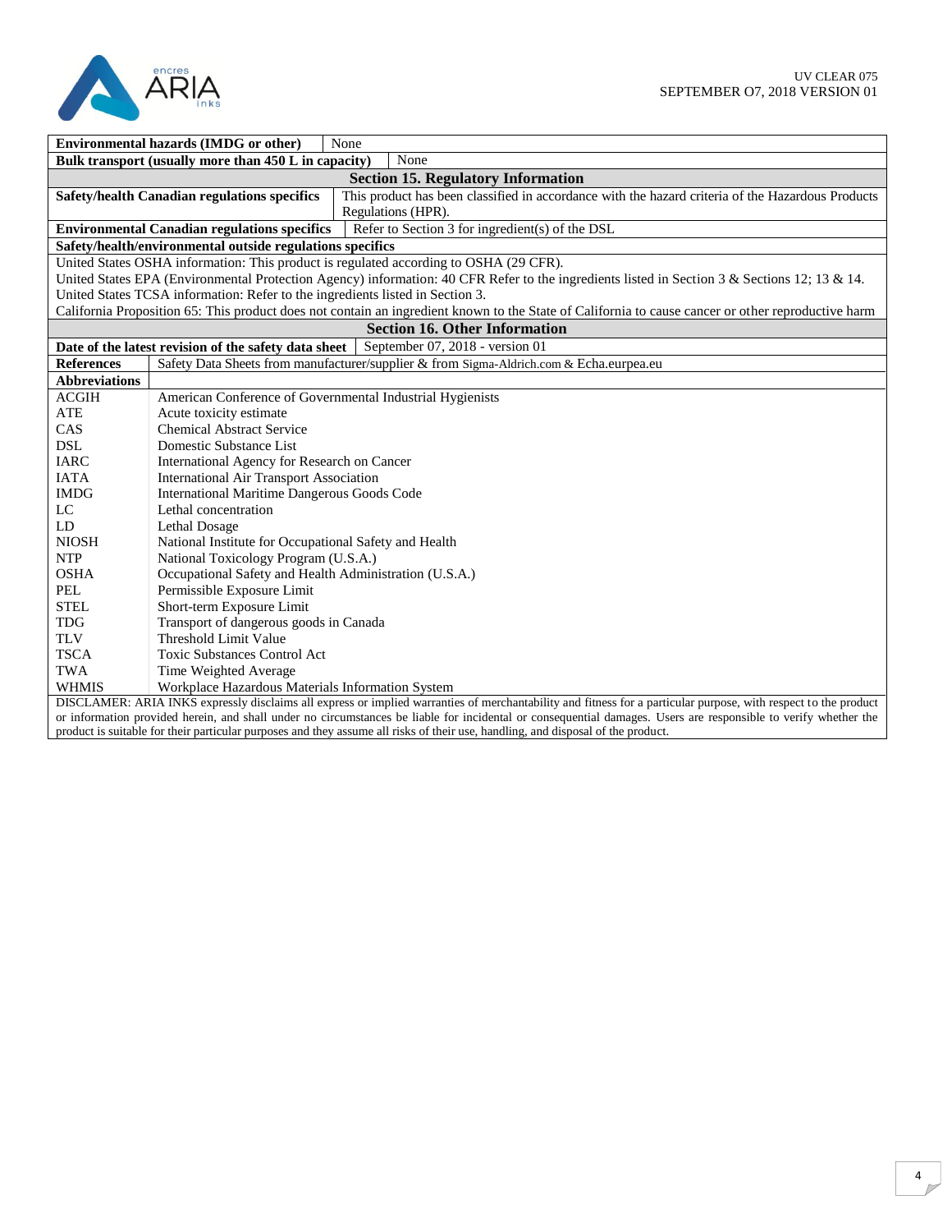| | |
|---|---|
| **Environmental hazards (IMDG or other)** | None |
| **Bulk transport (usually more than 450 L in capacity)** | None |

## Section 15. Regulatory Information

| | |
|---|---|
| **Safety/health Canadian regulations specifics** | This product has been classified in accordance with the hazard criteria of the Hazardous Products Regulations (HPR). |
| **Environmental Canadian regulations specifics** | Refer to Section 3 for ingredient(s) of the DSL |

**Safety/health/environmental outside regulations specifics**

United States OSHA information: This product is regulated according to OSHA (29 CFR).

United States EPA (Environmental Protection Agency) information: 40 CFR Refer to the ingredients listed in Section 3 & Sections 12; 13 & 14.

United States TCSA information: Refer to the ingredients listed in Section 3.

California Proposition 65: This product does not contain an ingredient known to the State of California to cause cancer or other reproductive harm

## Section 16. Other Information

| | |
|---|---|
| **Date of the latest revision of the safety data sheet** | September 07, 2018 - version 01 |
| **References** | Safety Data Sheets from manufacturer/supplier & from Sigma-Aldrich.com & Echa.eurpea.eu |

**Abbreviations**

| | |
|---|---|
| ACGIH | American Conference of Governmental Industrial Hygienists |
| ATE | Acute toxicity estimate |
| CAS | Chemical Abstract Service |
| DSL | Domestic Substance List |
| IARC | International Agency for Research on Cancer |
| IATA | International Air Transport Association |
| IMDG | International Maritime Dangerous Goods Code |
| LC | Lethal concentration |
| LD | Lethal Dosage |
| NIOSH | National Institute for Occupational Safety and Health |
| NTP | National Toxicology Program (U.S.A.) |
| OSHA | Occupational Safety and Health Administration (U.S.A.) |
| PEL | Permissible Exposure Limit |
| STEL | Short-term Exposure Limit |
| TDG | Transport of dangerous goods in Canada |
| TLV | Threshold Limit Value |
| TSCA | Toxic Substances Control Act |
| TWA | Time Weighted Average |
| WHMIS | Workplace Hazardous Materials Information System |

DISCLAMER: ARIA INKS expressly disclaims all express or implied warranties of merchantability and fitness for a particular purpose, with respect to the product or information provided herein, and shall under no circumstances be liable for incidental or consequential damages. Users are responsible to verify whether the product is suitable for their particular purposes and they assume all risks of their use, handling, and disposal of the product.